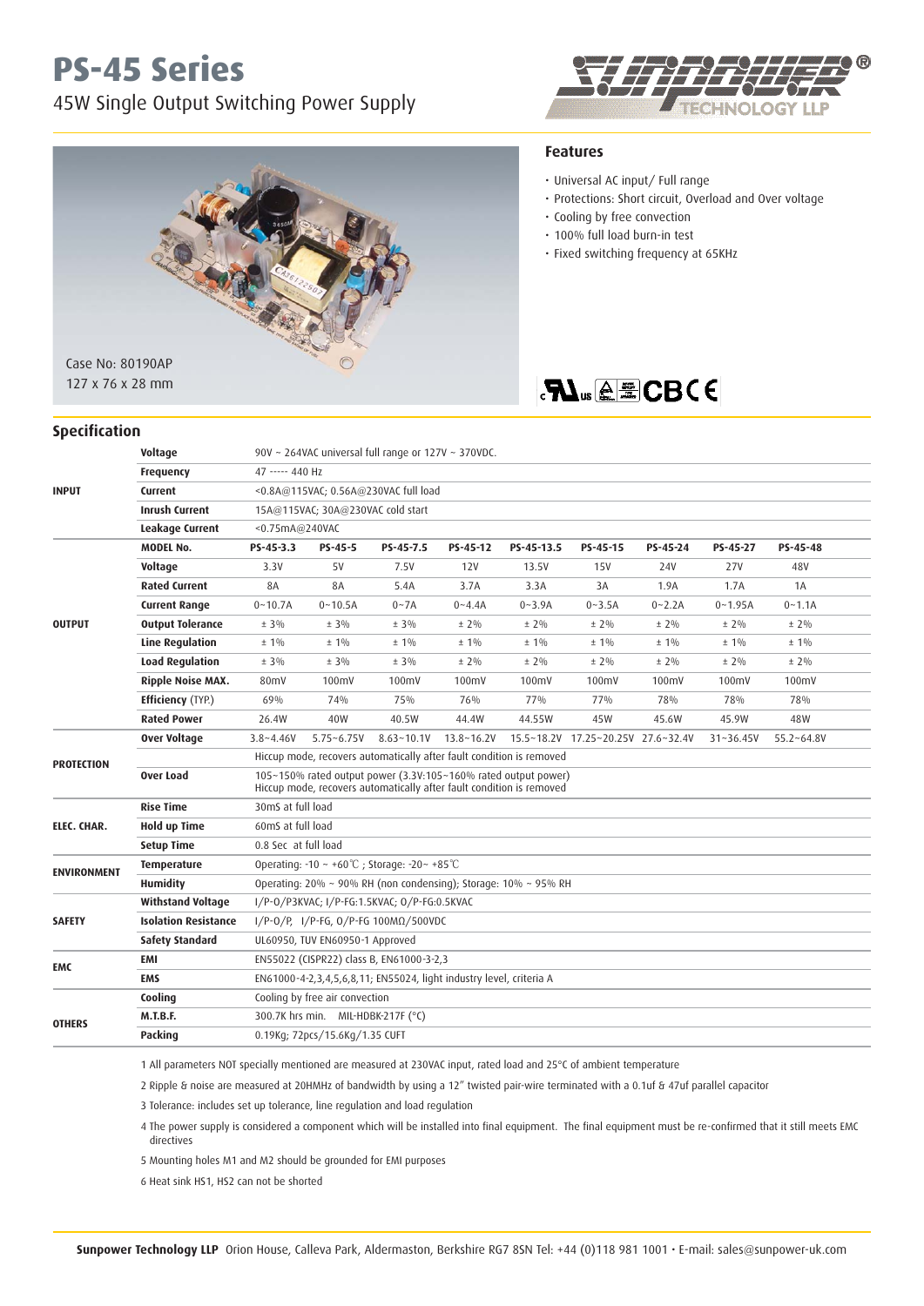# PS-45 Series

## 45W Single Output Switching Power Supply

Case No: 80190AP
127 x 76 x 28 mm

### Features

- Universal AC input/ Full range
- Protections: Short circuit, Overload and Over voltage
- Cooling by free convection
- 100% full load burn-in test
- Fixed switching frequency at 65KHz

## Specification

| | | | | | | | | | | |
|---|---|---|---|---|---|---|---|---|---|---|
| INPUT | Voltage | 90V ~ 264VAC universal full range or 127V ~ 370VDC. | | | | | | | | |
| | Frequency | 47 ----- 440 Hz | | | | | | | | |
| | Current | <0.8A@115VAC; 0.56A@230VAC full load | | | | | | | | |
| | Inrush Current | 15A@115VAC; 30A@230VAC cold start | | | | | | | | |
| | Leakage Current | <0.75mA@240VAC | | | | | | | | |
| OUTPUT | MODEL No. | PS-45-3.3 | PS-45-5 | PS-45-7.5 | PS-45-12 | PS-45-13.5 | PS-45-15 | PS-45-24 | PS-45-27 | PS-45-48 |
| | Voltage | 3.3V | 5V | 7.5V | 12V | 13.5V | 15V | 24V | 27V | 48V |
| | Rated Current | 8A | 8A | 5.4A | 3.7A | 3.3A | 3A | 1.9A | 1.7A | 1A |
| | Current Range | 0~10.7A | 0~10.5A | 0~7A | 0~4.4A | 0~3.9A | 0~3.5A | 0~2.2A | 0~1.95A | 0~1.1A |
| | Output Tolerance | ± 3% | ± 3% | ± 3% | ± 2% | ± 2% | ± 2% | ± 2% | ± 2% | ± 2% |
| | Line Regulation | ± 1% | ± 1% | ± 1% | ± 1% | ± 1% | ± 1% | ± 1% | ± 1% | ± 1% |
| | Load Regulation | ± 3% | ± 3% | ± 3% | ± 2% | ± 2% | ± 2% | ± 2% | ± 2% | ± 2% |
| | Ripple Noise MAX. | 80mV | 100mV | 100mV | 100mV | 100mV | 100mV | 100mV | 100mV | 100mV |
| | Efficiency (TYP.) | 69% | 74% | 75% | 76% | 77% | 77% | 78% | 78% | 78% |
| | Rated Power | 26.4W | 40W | 40.5W | 44.4W | 44.55W | 45W | 45.6W | 45.9W | 48W |
| PROTECTION | Over Voltage | 3.8~4.46V | 5.75~6.75V | 8.63~10.1V | 13.8~16.2V | 15.5~18.2V | 17.25~20.25V | 27.6~32.4V | 31~36.45V | 55.2~64.8V |
| | | Hiccup mode, recovers automatically after fault condition is removed | | | | | | | | |
| | Over Load | 105~150% rated output power (3.3V:105~160% rated output power) Hiccup mode, recovers automatically after fault condition is removed | | | | | | | | |
| ELEC. CHAR. | Rise Time | 30mS at full load | | | | | | | | |
| | Hold up Time | 60mS at full load | | | | | | | | |
| | Setup Time | 0.8 Sec at full load | | | | | | | | |
| ENVIRONMENT | Temperature | Operating: -10 ~ +60℃ ; Storage: -20~ +85℃ | | | | | | | | |
| | Humidity | Operating: 20% ~ 90% RH (non condensing); Storage: 10% ~ 95% RH | | | | | | | | |
| SAFETY | Withstand Voltage | I/P-O/P3KVAC; I/P-FG:1.5KVAC; O/P-FG:0.5KVAC | | | | | | | | |
| | Isolation Resistance | I/P-O/P, I/P-FG, O/P-FG 100MΩ/500VDC | | | | | | | | |
| | Safety Standard | UL60950, TUV EN60950-1 Approved | | | | | | | | |
| EMC | EMI | EN55022 (CISPR22) class B, EN61000-3-2,3 | | | | | | | | |
| | EMS | EN61000-4-2,3,4,5,6,8,11; EN55024, light industry level, criteria A | | | | | | | | |
| OTHERS | Cooling | Cooling by free air convection | | | | | | | | |
| | M.T.B.F. | 300.7K hrs min. MIL-HDBK-217F (°C) | | | | | | | | |
| | Packing | 0.19Kg; 72pcs/15.6Kg/1.35 CUFT | | | | | | | | |

1 All parameters NOT specially mentioned are measured at 230VAC input, rated load and 25°C of ambient temperature

2 Ripple & noise are measured at 20HMHz of bandwidth by using a 12" twisted pair-wire terminated with a 0.1uf & 47uf parallel capacitor

3 Tolerance: includes set up tolerance, line regulation and load regulation

4 The power supply is considered a component which will be installed into final equipment. The final equipment must be re-confirmed that it still meets EMC directives

5 Mounting holes M1 and M2 should be grounded for EMI purposes

6 Heat sink HS1, HS2 can not be shorted

**Sunpower Technology LLP** Orion House, Calleva Park, Aldermaston, Berkshire RG7 8SN Tel: +44 (0)118 981 1001 • E-mail: sales@sunpower-uk.com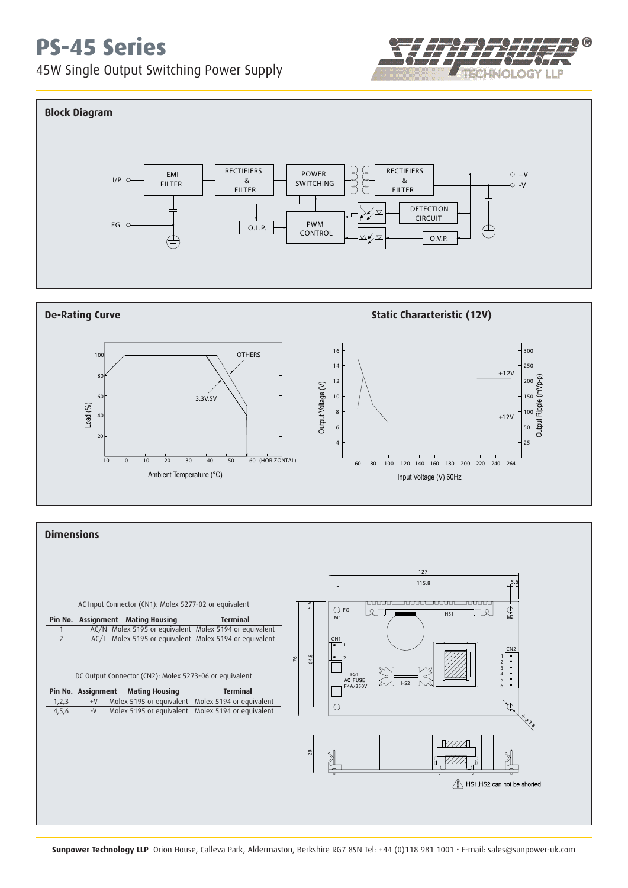# PS-45 Series

45W Single Output Switching Power Supply

## Block Diagram

I/P
EMI FILTER
RECTIFIERS & FILTER
POWER SWITCHING
RECTIFIERS & FILTER
+V
-V
FG
O.L.P.
PWM CONTROL
DETECTION CIRCUIT
O.V.P.

## De-Rating Curve

Load (%)
100
80
60
40
20
-10 0 10 20 30 40 50 60 (HORIZONTAL)
Ambient Temperature (°C)
OTHERS
3.3V,5V

## Static Characteristic (12V)

Output Voltage (V)
16 14 12 10 8 6 4
Output Ripple (mVp-p)
300 250 200 150 100 50 25
+12V
+12V
60 80 100 120 140 160 180 200 220 240 264
Input Voltage (V) 60Hz

## Dimensions

AC Input Connector (CN1): Molex 5277-02 or equivalent

| Pin No. | Assignment | Mating Housing | Terminal |
|---|---|---|---|
| 1 | AC/N | Molex 5195 or equivalent | Molex 5194 or equivalent |
| 2 | AC/L | Molex 5195 or equivalent | Molex 5194 or equivalent |

DC Output Connector (CN2): Molex 5273-06 or equivalent

| Pin No. | Assignment | Mating Housing | Terminal |
|---|---|---|---|
| 1,2,3 | +V | Molex 5195 or equivalent | Molex 5194 or equivalent |
| 4,5,6 | -V | Molex 5195 or equivalent | Molex 5194 or equivalent |

127
115.8
5.6
5.6
76
64.8
FG
M1
HS1
M2
CN1
1
2
CN2
1 2 3 4 5 6
FS1
AC FUSE
F4A/250V
HS2
4-ϕ3.8
28

⚠ HS1,HS2 can not be shorted

**Sunpower Technology LLP** Orion House, Calleva Park, Aldermaston, Berkshire RG7 8SN Tel: +44 (0)118 981 1001 • E-mail: sales@sunpower-uk.com